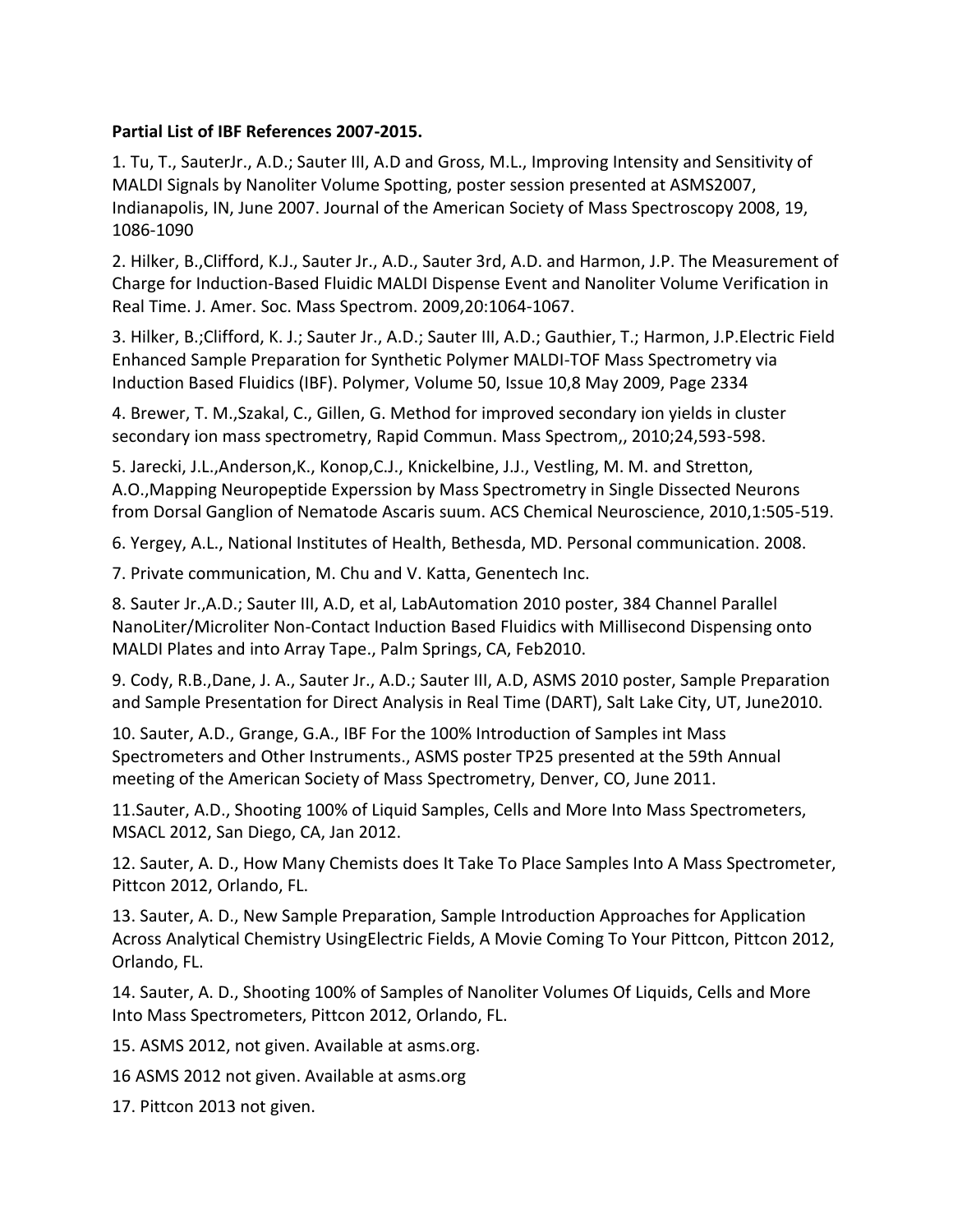**Partial List of IBF References 2007-2015.**

1. Tu, T., SauterJr., A.D.; Sauter III, A.D and Gross, M.L., Improving Intensity and Sensitivity of MALDI Signals by Nanoliter Volume Spotting, poster session presented at ASMS2007, Indianapolis, IN, June 2007. Journal of the American Society of Mass Spectroscopy 2008, 19, 1086-1090

2. Hilker, B.,Clifford, K.J., Sauter Jr., A.D., Sauter 3rd, A.D. and Harmon, J.P. The Measurement of Charge for Induction-Based Fluidic MALDI Dispense Event and Nanoliter Volume Verification in Real Time. J. Amer. Soc. Mass Spectrom. 2009,20:1064-1067.

3. Hilker, B.;Clifford, K. J.; Sauter Jr., A.D.; Sauter III, A.D.; Gauthier, T.; Harmon, J.P.Electric Field Enhanced Sample Preparation for Synthetic Polymer MALDI-TOF Mass Spectrometry via Induction Based Fluidics (IBF). Polymer, Volume 50, Issue 10,8 May 2009, Page 2334

4. Brewer, T. M.,Szakal, C., Gillen, G. Method for improved secondary ion yields in cluster secondary ion mass spectrometry, Rapid Commun. Mass Spectrom,, 2010;24,593-598.

5. Jarecki, J.L.,Anderson,K., Konop,C.J., Knickelbine, J.J., Vestling, M. M. and Stretton, A.O.,Mapping Neuropeptide Experssion by Mass Spectrometry in Single Dissected Neurons from Dorsal Ganglion of Nematode Ascaris suum. ACS Chemical Neuroscience, 2010,1:505-519.

6. Yergey, A.L., National Institutes of Health, Bethesda, MD. Personal communication. 2008.

7. Private communication, M. Chu and V. Katta, Genentech Inc.

8. Sauter Jr.,A.D.; Sauter III, A.D, et al, LabAutomation 2010 poster, 384 Channel Parallel NanoLiter/Microliter Non-Contact Induction Based Fluidics with Millisecond Dispensing onto MALDI Plates and into Array Tape., Palm Springs, CA, Feb2010.

9. Cody, R.B.,Dane, J. A., Sauter Jr., A.D.; Sauter III, A.D, ASMS 2010 poster, Sample Preparation and Sample Presentation for Direct Analysis in Real Time (DART), Salt Lake City, UT, June2010.

10. Sauter, A.D., Grange, G.A., IBF For the 100% Introduction of Samples int Mass Spectrometers and Other Instruments., ASMS poster TP25 presented at the 59th Annual meeting of the American Society of Mass Spectrometry, Denver, CO, June 2011.

11.Sauter, A.D., Shooting 100% of Liquid Samples, Cells and More Into Mass Spectrometers, MSACL 2012, San Diego, CA, Jan 2012.

12. Sauter, A. D., How Many Chemists does It Take To Place Samples Into A Mass Spectrometer, Pittcon 2012, Orlando, FL.

13. Sauter, A. D., New Sample Preparation, Sample Introduction Approaches for Application Across Analytical Chemistry UsingElectric Fields, A Movie Coming To Your Pittcon, Pittcon 2012, Orlando, FL.

14. Sauter, A. D., Shooting 100% of Samples of Nanoliter Volumes Of Liquids, Cells and More Into Mass Spectrometers, Pittcon 2012, Orlando, FL.

15. ASMS 2012, not given. Available at asms.org.

16 ASMS 2012 not given. Available at asms.org

17. Pittcon 2013 not given.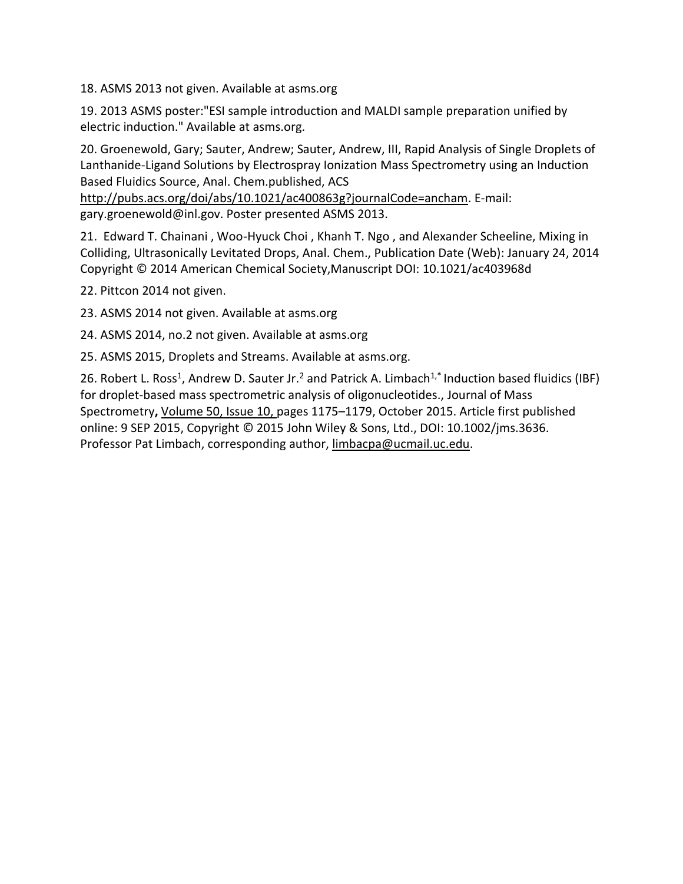18. ASMS 2013 not given. Available at asms.org

19. 2013 ASMS poster:"ESI sample introduction and MALDI sample preparation unified by electric induction." Available at asms.org.

20. Groenewold, Gary; Sauter, Andrew; Sauter, Andrew, III, Rapid Analysis of Single Droplets of Lanthanide-Ligand Solutions by Electrospray Ionization Mass Spectrometry using an Induction Based Fluidics Source, Anal. Chem.published, ACS http://pubs.acs.org/doi/abs/10.1021/ac400863g?journalCode=ancham. E-mail: gary.groenewold@inl.gov. Poster presented ASMS 2013.

21. Edward T. Chainani , Woo-Hyuck Choi , Khanh T. Ngo , and Alexander Scheeline, Mixing in Colliding, Ultrasonically Levitated Drops, Anal. Chem., Publication Date (Web): January 24, 2014 Copyright © 2014 American Chemical Society,Manuscript DOI: 10.1021/ac403968d

22. Pittcon 2014 not given.

23. ASMS 2014 not given. Available at asms.org

24. ASMS 2014, no.2 not given. Available at asms.org

25. ASMS 2015, Droplets and Streams. Available at asms.org.

26. Robert L. Ross[1], Andrew D. Sauter Jr.[2] and Patrick A. Limbach[1,*] Induction based fluidics (IBF) for droplet-based mass spectrometric analysis of oligonucleotides., Journal of Mass Spectrometry**,** Volume 50, Issue 10, pages 1175–1179, October 2015. Article first published online: 9 SEP 2015, Copyright © 2015 John Wiley & Sons, Ltd., DOI: 10.1002/jms.3636. Professor Pat Limbach, corresponding author, limbacpa@ucmail.uc.edu.